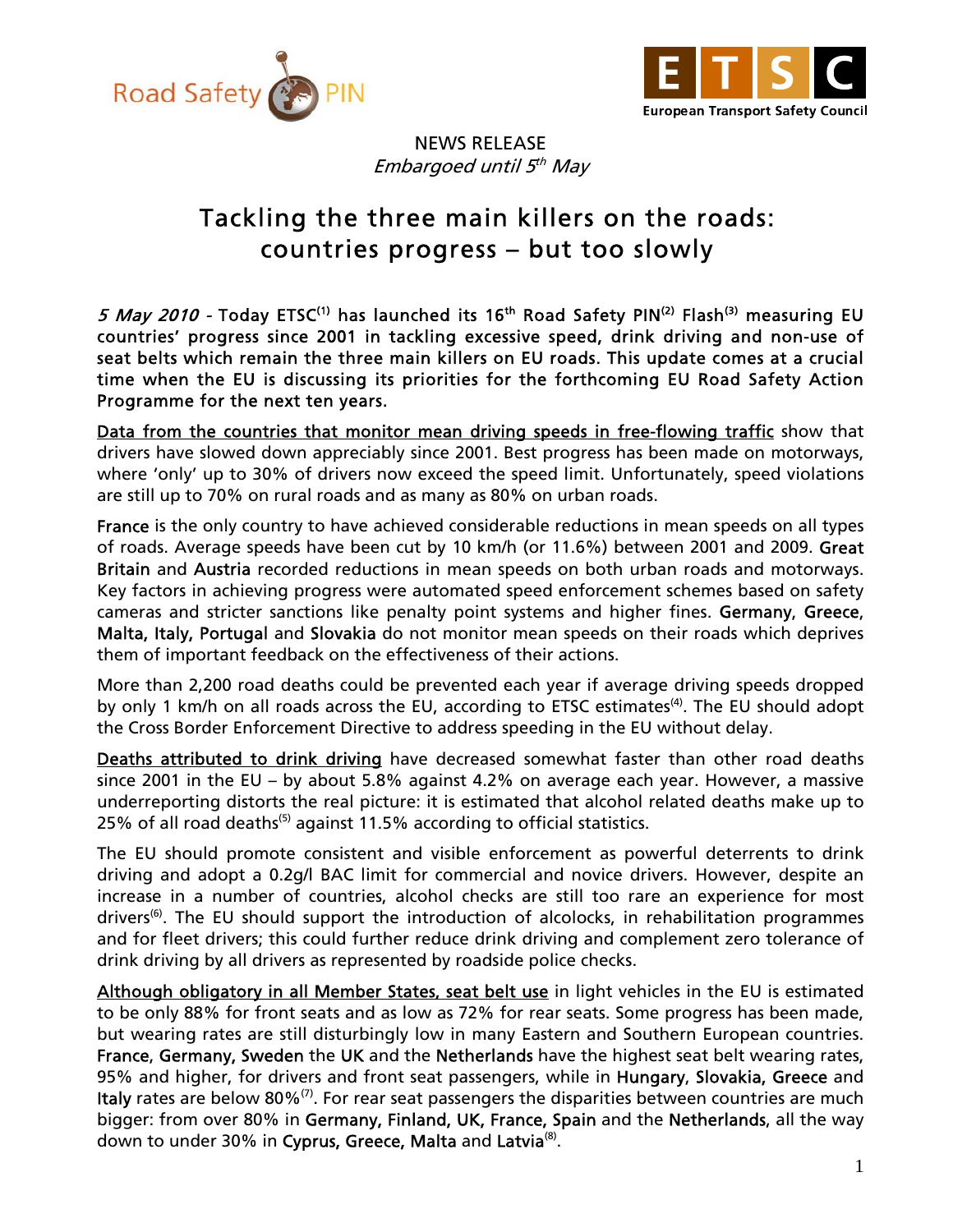NEWS RELEASE
*Embargoed until 5th May*

# Tackling the three main killers on the roads: countries progress – but too slowly

***5 May 2010*** - **Today ETSC[1] has launched its 16th Road Safety PIN[2] Flash[3] measuring EU countries' progress since 2001 in tackling excessive speed, drink driving and non-use of seat belts which remain the three main killers on EU roads. This update comes at a crucial time when the EU is discussing its priorities for the forthcoming EU Road Safety Action Programme for the next ten years.**

Data from the countries that monitor mean driving speeds in free-flowing traffic show that drivers have slowed down appreciably since 2001. Best progress has been made on motorways, where 'only' up to 30% of drivers now exceed the speed limit. Unfortunately, speed violations are still up to 70% on rural roads and as many as 80% on urban roads.

**France** is the only country to have achieved considerable reductions in mean speeds on all types of roads. Average speeds have been cut by 10 km/h (or 11.6%) between 2001 and 2009. **Great Britain** and **Austria** recorded reductions in mean speeds on both urban roads and motorways. Key factors in achieving progress were automated speed enforcement schemes based on safety cameras and stricter sanctions like penalty point systems and higher fines. **Germany**, **Greece**, **Malta, Italy, Portugal** and **Slovakia** do not monitor mean speeds on their roads which deprives them of important feedback on the effectiveness of their actions.

More than 2,200 road deaths could be prevented each year if average driving speeds dropped by only 1 km/h on all roads across the EU, according to ETSC estimates[4]. The EU should adopt the Cross Border Enforcement Directive to address speeding in the EU without delay.

Deaths attributed to drink driving have decreased somewhat faster than other road deaths since 2001 in the EU – by about 5.8% against 4.2% on average each year. However, a massive underreporting distorts the real picture: it is estimated that alcohol related deaths make up to 25% of all road deaths[5] against 11.5% according to official statistics.

The EU should promote consistent and visible enforcement as powerful deterrents to drink driving and adopt a 0.2g/l BAC limit for commercial and novice drivers. However, despite an increase in a number of countries, alcohol checks are still too rare an experience for most drivers[6]. The EU should support the introduction of alcolocks, in rehabilitation programmes and for fleet drivers; this could further reduce drink driving and complement zero tolerance of drink driving by all drivers as represented by roadside police checks.

Although obligatory in all Member States, seat belt use in light vehicles in the EU is estimated to be only 88% for front seats and as low as 72% for rear seats. Some progress has been made, but wearing rates are still disturbingly low in many Eastern and Southern European countries. **France, Germany, Sweden** the **UK** and the **Netherlands** have the highest seat belt wearing rates, 95% and higher, for drivers and front seat passengers, while in **Hungary**, **Slovakia, Greece** and **Italy** rates are below 80%[7]. For rear seat passengers the disparities between countries are much bigger: from over 80% in **Germany, Finland, UK, France, Spain** and the **Netherlands**, all the way down to under 30% in **Cyprus, Greece, Malta** and **Latvia**[8].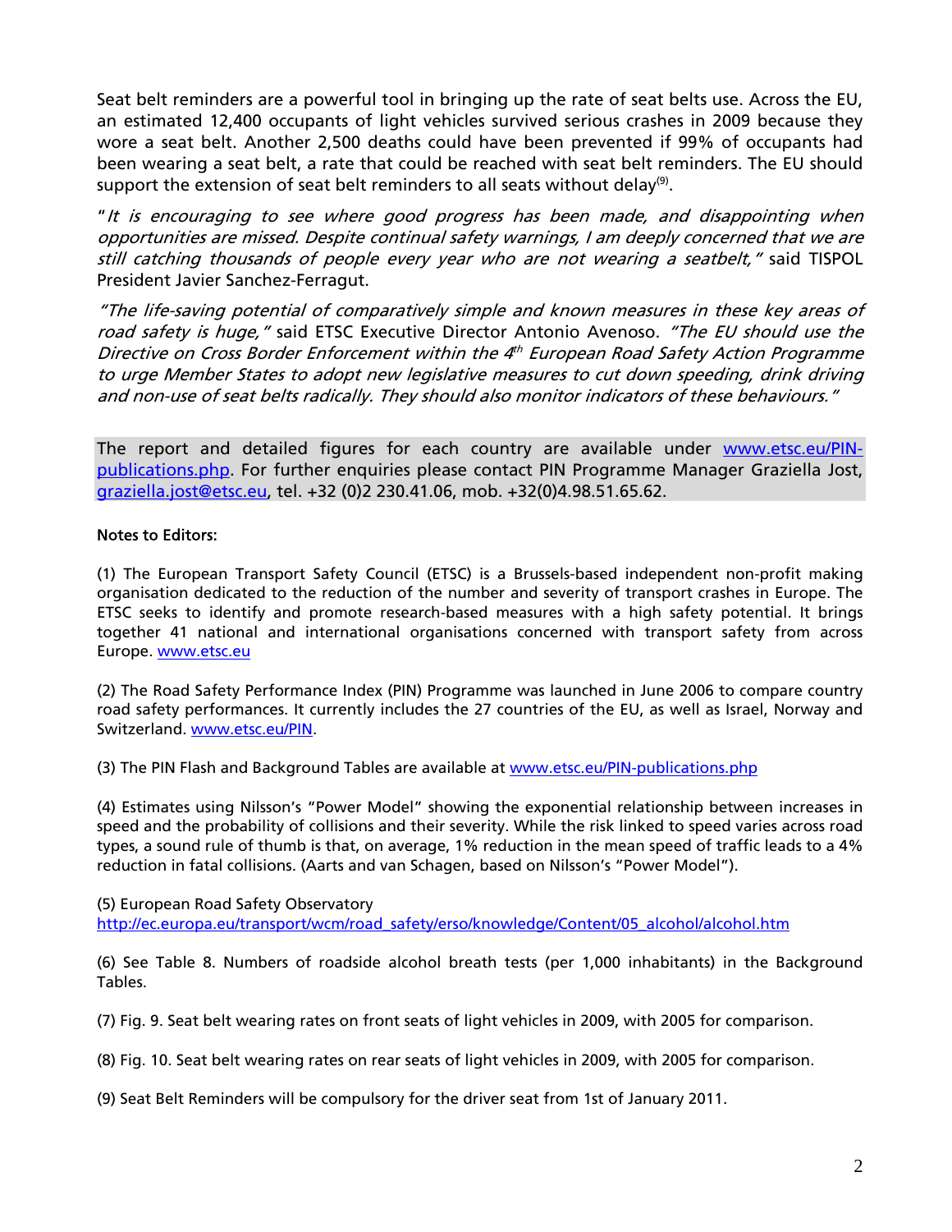Seat belt reminders are a powerful tool in bringing up the rate of seat belts use. Across the EU, an estimated 12,400 occupants of light vehicles survived serious crashes in 2009 because they wore a seat belt. Another 2,500 deaths could have been prevented if 99% of occupants had been wearing a seat belt, a rate that could be reached with seat belt reminders. The EU should support the extension of seat belt reminders to all seats without delay(9).

"*It is encouraging to see where good progress has been made, and disappointing when opportunities are missed. Despite continual safety warnings, I am deeply concerned that we are still catching thousands of people every year who are not wearing a seatbelt,"* said TISPOL President Javier Sanchez-Ferragut.

*"The life-saving potential of comparatively simple and known measures in these key areas of road safety is huge,"* said ETSC Executive Director Antonio Avenoso. *"The EU should use the Directive on Cross Border Enforcement within the 4th European Road Safety Action Programme to urge Member States to adopt new legislative measures to cut down speeding, drink driving and non-use of seat belts radically. They should also monitor indicators of these behaviours."*

The report and detailed figures for each country are available under www.etsc.eu/PIN-publications.php. For further enquiries please contact PIN Programme Manager Graziella Jost, graziella.jost@etsc.eu, tel. +32 (0)2 230.41.06, mob. +32(0)4.98.51.65.62.

**Notes to Editors:**

(1) The European Transport Safety Council (ETSC) is a Brussels-based independent non-profit making organisation dedicated to the reduction of the number and severity of transport crashes in Europe. The ETSC seeks to identify and promote research-based measures with a high safety potential. It brings together 41 national and international organisations concerned with transport safety from across Europe. www.etsc.eu

(2) The Road Safety Performance Index (PIN) Programme was launched in June 2006 to compare country road safety performances. It currently includes the 27 countries of the EU, as well as Israel, Norway and Switzerland. www.etsc.eu/PIN.

(3) The PIN Flash and Background Tables are available at www.etsc.eu/PIN-publications.php

(4) Estimates using Nilsson's "Power Model" showing the exponential relationship between increases in speed and the probability of collisions and their severity. While the risk linked to speed varies across road types, a sound rule of thumb is that, on average, 1% reduction in the mean speed of traffic leads to a 4% reduction in fatal collisions. (Aarts and van Schagen, based on Nilsson's "Power Model").

(5) European Road Safety Observatory
http://ec.europa.eu/transport/wcm/road_safety/erso/knowledge/Content/05_alcohol/alcohol.htm

(6) See Table 8. Numbers of roadside alcohol breath tests (per 1,000 inhabitants) in the Background Tables.

(7) Fig. 9. Seat belt wearing rates on front seats of light vehicles in 2009, with 2005 for comparison.

(8) Fig. 10. Seat belt wearing rates on rear seats of light vehicles in 2009, with 2005 for comparison.

(9) Seat Belt Reminders will be compulsory for the driver seat from 1st of January 2011.